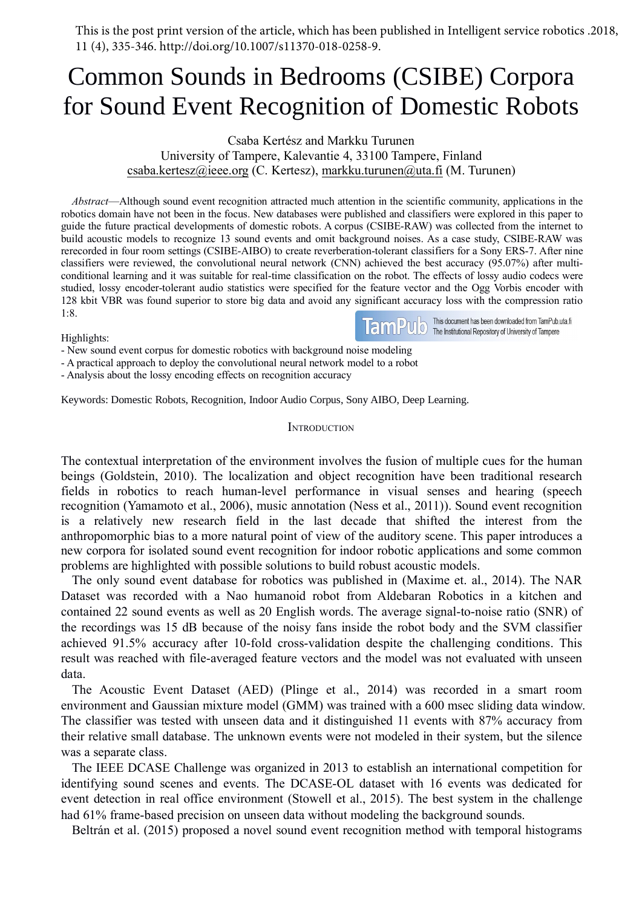This is the post print version of the article, which has been published in Intelligent service robotics .2018, 11 (4), 335-346. http://doi.org/10.1007/s11370-018-0258-9.

# Common Sounds in Bedrooms (CSIBE) Corpora for Sound Event Recognition of Domestic Robots

Csaba Kertész and Markku Turunen
University of Tampere, Kalevantie 4, 33100 Tampere, Finland
csaba.kertesz@ieee.org (C. Kertesz), markku.turunen@uta.fi (M. Turunen)

*Abstract*—Although sound event recognition attracted much attention in the scientific community, applications in the robotics domain have not been in the focus. New databases were published and classifiers were explored in this paper to guide the future practical developments of domestic robots. A corpus (CSIBE-RAW) was collected from the internet to build acoustic models to recognize 13 sound events and omit background noises. As a case study, CSIBE-RAW was rerecorded in four room settings (CSIBE-AIBO) to create reverberation-tolerant classifiers for a Sony ERS-7. After nine classifiers were reviewed, the convolutional neural network (CNN) achieved the best accuracy (95.07%) after multi-conditional learning and it was suitable for real-time classification on the robot. The effects of lossy audio codecs were studied, lossy encoder-tolerant audio statistics were specified for the feature vector and the Ogg Vorbis encoder with 128 kbit VBR was found superior to store big data and avoid any significant accuracy loss with the compression ratio 1:8.

This document has been downloaded from TamPub.uta.fi
The Institutional Repository of University of Tampere

Highlights:
- New sound event corpus for domestic robotics with background noise modeling
- A practical approach to deploy the convolutional neural network model to a robot
- Analysis about the lossy encoding effects on recognition accuracy

Keywords: Domestic Robots, Recognition, Indoor Audio Corpus, Sony AIBO, Deep Learning.

## Introduction

The contextual interpretation of the environment involves the fusion of multiple cues for the human beings (Goldstein, 2010). The localization and object recognition have been traditional research fields in robotics to reach human-level performance in visual senses and hearing (speech recognition (Yamamoto et al., 2006), music annotation (Ness et al., 2011)). Sound event recognition is a relatively new research field in the last decade that shifted the interest from the anthropomorphic bias to a more natural point of view of the auditory scene. This paper introduces a new corpora for isolated sound event recognition for indoor robotic applications and some common problems are highlighted with possible solutions to build robust acoustic models.

The only sound event database for robotics was published in (Maxime et. al., 2014). The NAR Dataset was recorded with a Nao humanoid robot from Aldebaran Robotics in a kitchen and contained 22 sound events as well as 20 English words. The average signal-to-noise ratio (SNR) of the recordings was 15 dB because of the noisy fans inside the robot body and the SVM classifier achieved 91.5% accuracy after 10-fold cross-validation despite the challenging conditions. This result was reached with file-averaged feature vectors and the model was not evaluated with unseen data.

The Acoustic Event Dataset (AED) (Plinge et al., 2014) was recorded in a smart room environment and Gaussian mixture model (GMM) was trained with a 600 msec sliding data window. The classifier was tested with unseen data and it distinguished 11 events with 87% accuracy from their relative small database. The unknown events were not modeled in their system, but the silence was a separate class.

The IEEE DCASE Challenge was organized in 2013 to establish an international competition for identifying sound scenes and events. The DCASE-OL dataset with 16 events was dedicated for event detection in real office environment (Stowell et al., 2015). The best system in the challenge had 61% frame-based precision on unseen data without modeling the background sounds.

Beltrán et al. (2015) proposed a novel sound event recognition method with temporal histograms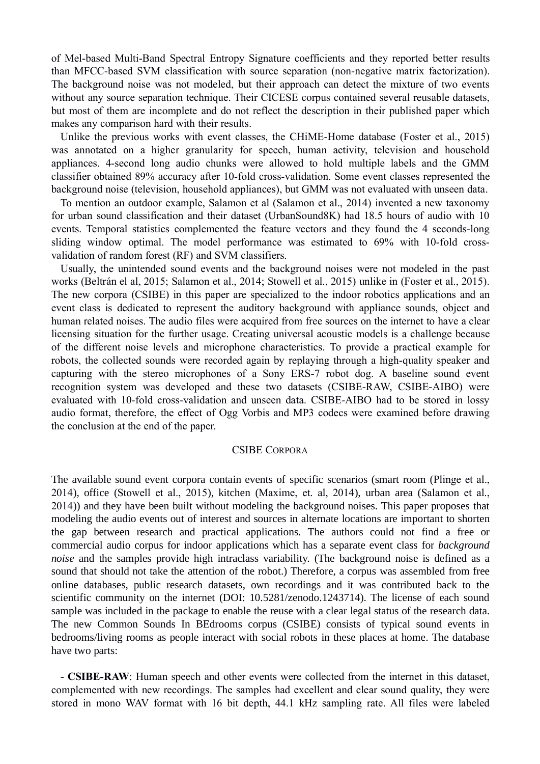of Mel-based Multi-Band Spectral Entropy Signature coefficients and they reported better results than MFCC-based SVM classification with source separation (non-negative matrix factorization). The background noise was not modeled, but their approach can detect the mixture of two events without any source separation technique. Their CICESE corpus contained several reusable datasets, but most of them are incomplete and do not reflect the description in their published paper which makes any comparison hard with their results.

Unlike the previous works with event classes, the CHiME-Home database (Foster et al., 2015) was annotated on a higher granularity for speech, human activity, television and household appliances. 4-second long audio chunks were allowed to hold multiple labels and the GMM classifier obtained 89% accuracy after 10-fold cross-validation. Some event classes represented the background noise (television, household appliances), but GMM was not evaluated with unseen data.

To mention an outdoor example, Salamon et al (Salamon et al., 2014) invented a new taxonomy for urban sound classification and their dataset (UrbanSound8K) had 18.5 hours of audio with 10 events. Temporal statistics complemented the feature vectors and they found the 4 seconds-long sliding window optimal. The model performance was estimated to 69% with 10-fold cross-validation of random forest (RF) and SVM classifiers.

Usually, the unintended sound events and the background noises were not modeled in the past works (Beltrán el al, 2015; Salamon et al., 2014; Stowell et al., 2015) unlike in (Foster et al., 2015). The new corpora (CSIBE) in this paper are specialized to the indoor robotics applications and an event class is dedicated to represent the auditory background with appliance sounds, object and human related noises. The audio files were acquired from free sources on the internet to have a clear licensing situation for the further usage. Creating universal acoustic models is a challenge because of the different noise levels and microphone characteristics. To provide a practical example for robots, the collected sounds were recorded again by replaying through a high-quality speaker and capturing with the stereo microphones of a Sony ERS-7 robot dog. A baseline sound event recognition system was developed and these two datasets (CSIBE-RAW, CSIBE-AIBO) were evaluated with 10-fold cross-validation and unseen data. CSIBE-AIBO had to be stored in lossy audio format, therefore, the effect of Ogg Vorbis and MP3 codecs were examined before drawing the conclusion at the end of the paper.

## CSIBE CORPORA

The available sound event corpora contain events of specific scenarios (smart room (Plinge et al., 2014), office (Stowell et al., 2015), kitchen (Maxime, et. al, 2014), urban area (Salamon et al., 2014)) and they have been built without modeling the background noises. This paper proposes that modeling the audio events out of interest and sources in alternate locations are important to shorten the gap between research and practical applications. The authors could not find a free or commercial audio corpus for indoor applications which has a separate event class for *background noise* and the samples provide high intraclass variability. (The background noise is defined as a sound that should not take the attention of the robot.) Therefore, a corpus was assembled from free online databases, public research datasets, own recordings and it was contributed back to the scientific community on the internet (DOI: 10.5281/zenodo.1243714). The license of each sound sample was included in the package to enable the reuse with a clear legal status of the research data. The new Common Sounds In BEdrooms corpus (CSIBE) consists of typical sound events in bedrooms/living rooms as people interact with social robots in these places at home. The database have two parts:

- **CSIBE-RAW**: Human speech and other events were collected from the internet in this dataset, complemented with new recordings. The samples had excellent and clear sound quality, they were stored in mono WAV format with 16 bit depth, 44.1 kHz sampling rate. All files were labeled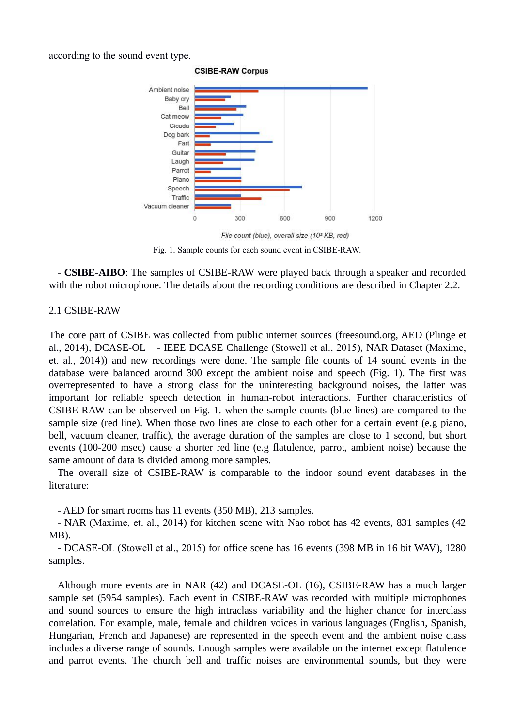according to the sound event type.

Fig. 1. Sample counts for each sound event in CSIBE-RAW.

- **CSIBE-AIBO**: The samples of CSIBE-RAW were played back through a speaker and recorded with the robot microphone. The details about the recording conditions are described in Chapter 2.2.

## 2.1 CSIBE-RAW

The core part of CSIBE was collected from public internet sources (freesound.org, AED (Plinge et al., 2014), DCASE-OL - IEEE DCASE Challenge (Stowell et al., 2015), NAR Dataset (Maxime, et. al., 2014)) and new recordings were done. The sample file counts of 14 sound events in the database were balanced around 300 except the ambient noise and speech (Fig. 1). The first was overrepresented to have a strong class for the uninteresting background noises, the latter was important for reliable speech detection in human-robot interactions. Further characteristics of CSIBE-RAW can be observed on Fig. 1. when the sample counts (blue lines) are compared to the sample size (red line). When those two lines are close to each other for a certain event (e.g piano, bell, vacuum cleaner, traffic), the average duration of the samples are close to 1 second, but short events (100-200 msec) cause a shorter red line (e.g flatulence, parrot, ambient noise) because the same amount of data is divided among more samples.

The overall size of CSIBE-RAW is comparable to the indoor sound event databases in the literature:

- AED for smart rooms has 11 events (350 MB), 213 samples.
- NAR (Maxime, et. al., 2014) for kitchen scene with Nao robot has 42 events, 831 samples (42 MB).
- DCASE-OL (Stowell et al., 2015) for office scene has 16 events (398 MB in 16 bit WAV), 1280 samples.

Although more events are in NAR (42) and DCASE-OL (16), CSIBE-RAW has a much larger sample set (5954 samples). Each event in CSIBE-RAW was recorded with multiple microphones and sound sources to ensure the high intraclass variability and the higher chance for interclass correlation. For example, male, female and children voices in various languages (English, Spanish, Hungarian, French and Japanese) are represented in the speech event and the ambient noise class includes a diverse range of sounds. Enough samples were available on the internet except flatulence and parrot events. The church bell and traffic noises are environmental sounds, but they were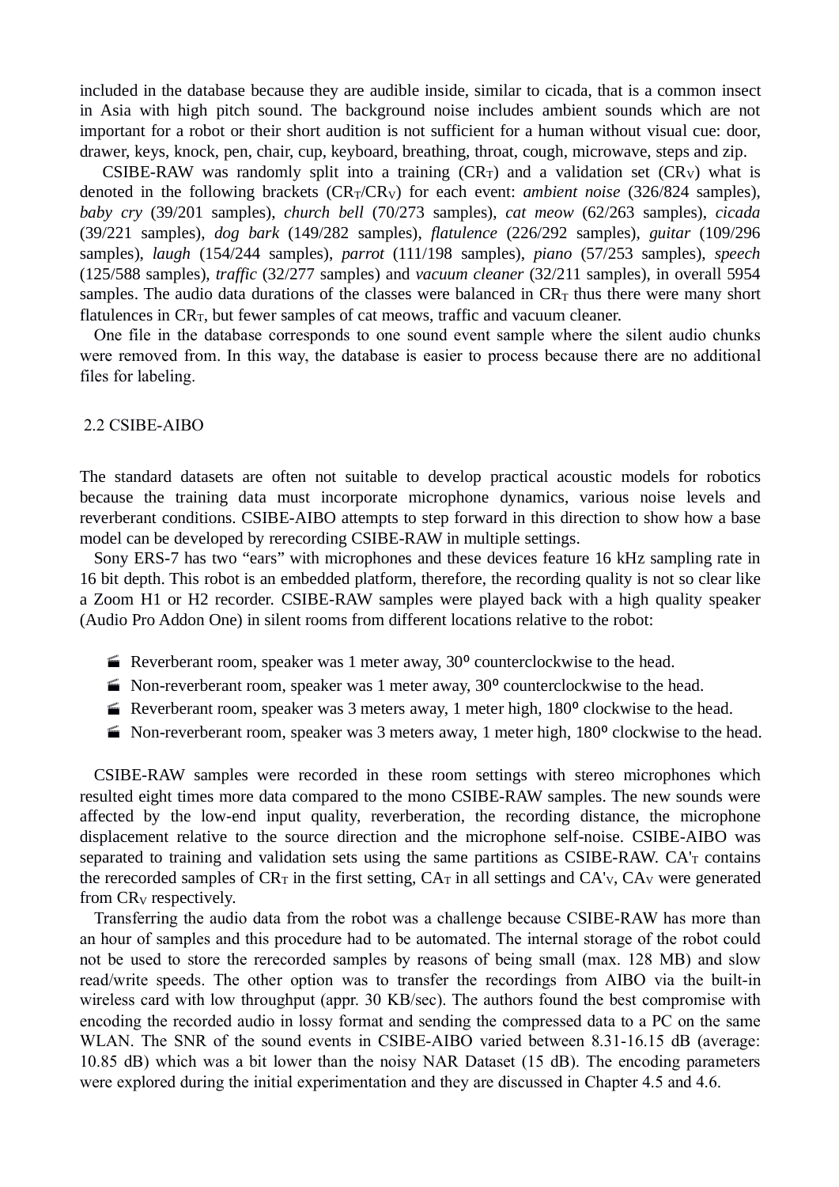included in the database because they are audible inside, similar to cicada, that is a common insect in Asia with high pitch sound. The background noise includes ambient sounds which are not important for a robot or their short audition is not sufficient for a human without visual cue: door, drawer, keys, knock, pen, chair, cup, keyboard, breathing, throat, cough, microwave, steps and zip.

CSIBE-RAW was randomly split into a training ($CR_T$) and a validation set ($CR_V$) what is denoted in the following brackets ($CR_T$/$CR_V$) for each event: *ambient noise* (326/824 samples), *baby cry* (39/201 samples), *church bell* (70/273 samples), *cat meow* (62/263 samples), *cicada* (39/221 samples), *dog bark* (149/282 samples), *flatulence* (226/292 samples), *guitar* (109/296 samples), *laugh* (154/244 samples), *parrot* (111/198 samples), *piano* (57/253 samples), *speech* (125/588 samples), *traffic* (32/277 samples) and *vacuum cleaner* (32/211 samples), in overall 5954 samples. The audio data durations of the classes were balanced in $CR_T$ thus there were many short flatulences in $CR_T$, but fewer samples of cat meows, traffic and vacuum cleaner.

One file in the database corresponds to one sound event sample where the silent audio chunks were removed from. In this way, the database is easier to process because there are no additional files for labeling.

## 2.2 CSIBE-AIBO

The standard datasets are often not suitable to develop practical acoustic models for robotics because the training data must incorporate microphone dynamics, various noise levels and reverberant conditions. CSIBE-AIBO attempts to step forward in this direction to show how a base model can be developed by rerecording CSIBE-RAW in multiple settings.

Sony ERS-7 has two "ears" with microphones and these devices feature 16 kHz sampling rate in 16 bit depth. This robot is an embedded platform, therefore, the recording quality is not so clear like a Zoom H1 or H2 recorder. CSIBE-RAW samples were played back with a high quality speaker (Audio Pro Addon One) in silent rooms from different locations relative to the robot:

- Reverberant room, speaker was 1 meter away, 30⁰ counterclockwise to the head.
- Non-reverberant room, speaker was 1 meter away, 30⁰ counterclockwise to the head.
- Reverberant room, speaker was 3 meters away, 1 meter high, 180⁰ clockwise to the head.
- Non-reverberant room, speaker was 3 meters away, 1 meter high, 180⁰ clockwise to the head.

CSIBE-RAW samples were recorded in these room settings with stereo microphones which resulted eight times more data compared to the mono CSIBE-RAW samples. The new sounds were affected by the low-end input quality, reverberation, the recording distance, the microphone displacement relative to the source direction and the microphone self-noise. CSIBE-AIBO was separated to training and validation sets using the same partitions as CSIBE-RAW. $CA'_T$ contains the rerecorded samples of $CR_T$ in the first setting, $CA_T$ in all settings and $CA'_V$, $CA_V$ were generated from $CR_V$ respectively.

Transferring the audio data from the robot was a challenge because CSIBE-RAW has more than an hour of samples and this procedure had to be automated. The internal storage of the robot could not be used to store the rerecorded samples by reasons of being small (max. 128 MB) and slow read/write speeds. The other option was to transfer the recordings from AIBO via the built-in wireless card with low throughput (appr. 30 KB/sec). The authors found the best compromise with encoding the recorded audio in lossy format and sending the compressed data to a PC on the same WLAN. The SNR of the sound events in CSIBE-AIBO varied between 8.31-16.15 dB (average: 10.85 dB) which was a bit lower than the noisy NAR Dataset (15 dB). The encoding parameters were explored during the initial experimentation and they are discussed in Chapter 4.5 and 4.6.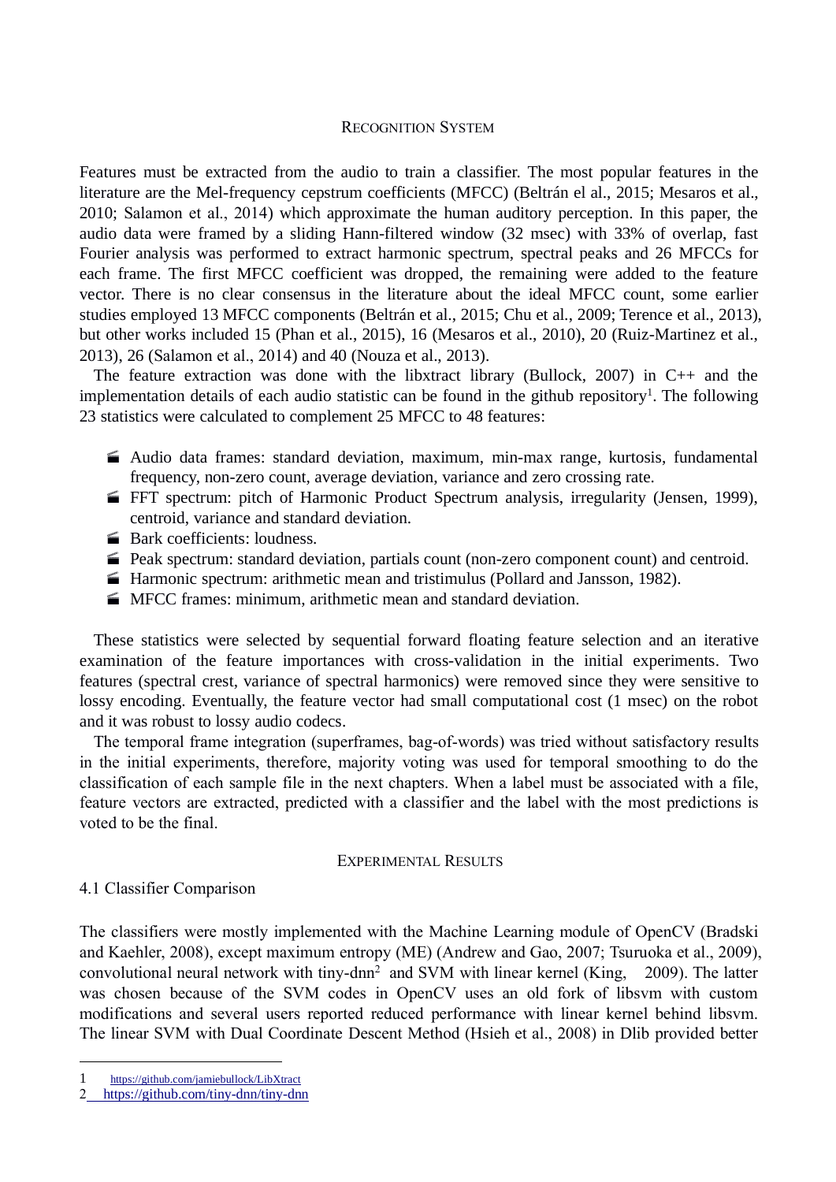## RECOGNITION SYSTEM

Features must be extracted from the audio to train a classifier. The most popular features in the literature are the Mel-frequency cepstrum coefficients (MFCC) (Beltrán el al., 2015; Mesaros et al., 2010; Salamon et al., 2014) which approximate the human auditory perception. In this paper, the audio data were framed by a sliding Hann-filtered window (32 msec) with 33% of overlap, fast Fourier analysis was performed to extract harmonic spectrum, spectral peaks and 26 MFCCs for each frame. The first MFCC coefficient was dropped, the remaining were added to the feature vector. There is no clear consensus in the literature about the ideal MFCC count, some earlier studies employed 13 MFCC components (Beltrán et al., 2015; Chu et al., 2009; Terence et al., 2013), but other works included 15 (Phan et al., 2015), 16 (Mesaros et al., 2010), 20 (Ruiz-Martinez et al., 2013), 26 (Salamon et al., 2014) and 40 (Nouza et al., 2013).

The feature extraction was done with the libxtract library (Bullock, 2007) in C++ and the implementation details of each audio statistic can be found in the github repository[1]. The following 23 statistics were calculated to complement 25 MFCC to 48 features:

- Audio data frames: standard deviation, maximum, min-max range, kurtosis, fundamental frequency, non-zero count, average deviation, variance and zero crossing rate.
- FFT spectrum: pitch of Harmonic Product Spectrum analysis, irregularity (Jensen, 1999), centroid, variance and standard deviation.
- Bark coefficients: loudness.
- Peak spectrum: standard deviation, partials count (non-zero component count) and centroid.
- Harmonic spectrum: arithmetic mean and tristimulus (Pollard and Jansson, 1982).
- MFCC frames: minimum, arithmetic mean and standard deviation.

These statistics were selected by sequential forward floating feature selection and an iterative examination of the feature importances with cross-validation in the initial experiments. Two features (spectral crest, variance of spectral harmonics) were removed since they were sensitive to lossy encoding. Eventually, the feature vector had small computational cost (1 msec) on the robot and it was robust to lossy audio codecs.

The temporal frame integration (superframes, bag-of-words) was tried without satisfactory results in the initial experiments, therefore, majority voting was used for temporal smoothing to do the classification of each sample file in the next chapters. When a label must be associated with a file, feature vectors are extracted, predicted with a classifier and the label with the most predictions is voted to be the final.

## EXPERIMENTAL RESULTS

### 4.1 Classifier Comparison

The classifiers were mostly implemented with the Machine Learning module of OpenCV (Bradski and Kaehler, 2008), except maximum entropy (ME) (Andrew and Gao, 2007; Tsuruoka et al., 2009), convolutional neural network with tiny-dnn[2] and SVM with linear kernel (King, 2009). The latter was chosen because of the SVM codes in OpenCV uses an old fork of libsvm with custom modifications and several users reported reduced performance with linear kernel behind libsvm. The linear SVM with Dual Coordinate Descent Method (Hsieh et al., 2008) in Dlib provided better

---

1 https://github.com/jamiebullock/LibXtract

2 https://github.com/tiny-dnn/tiny-dnn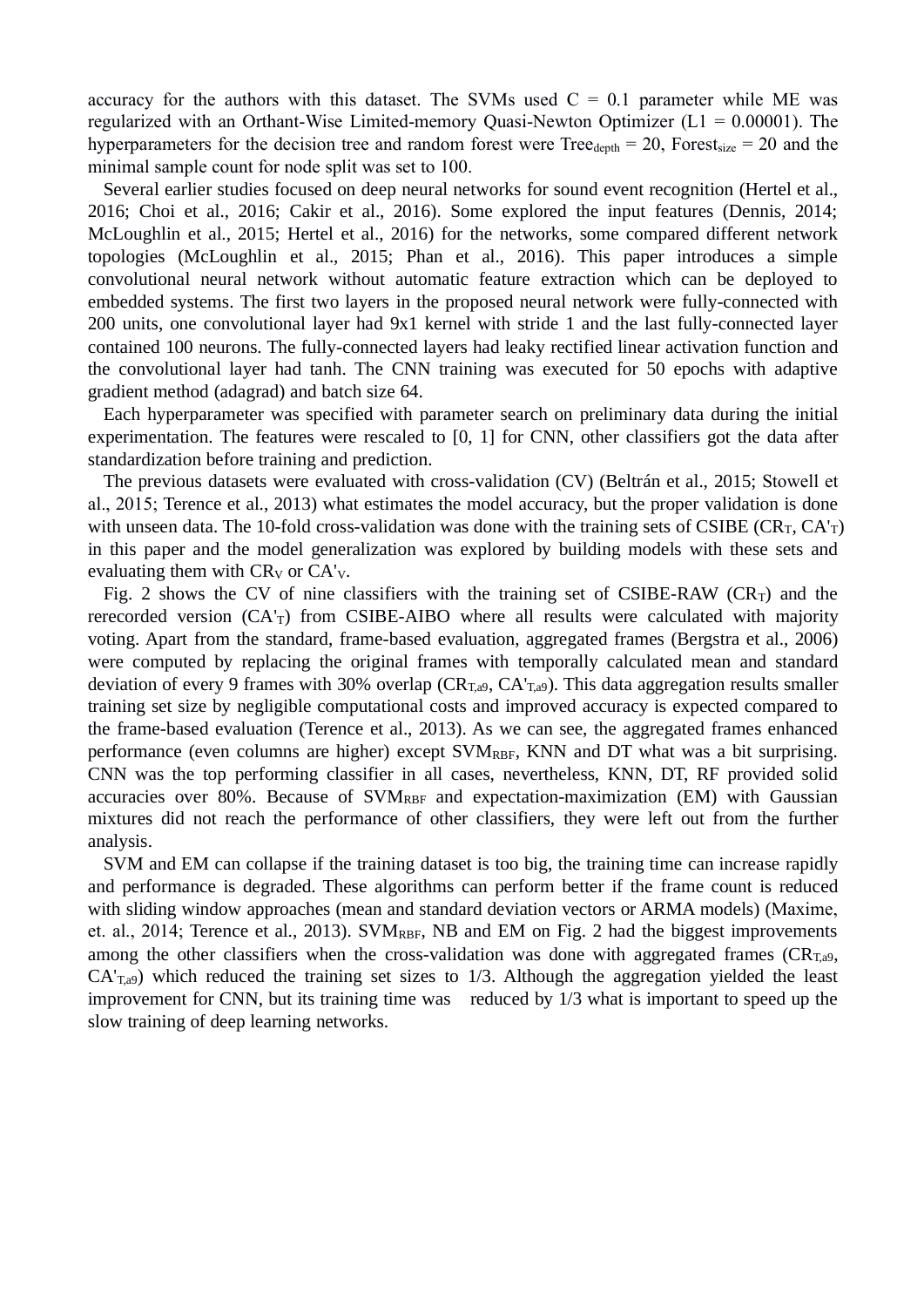accuracy for the authors with this dataset. The SVMs used C = 0.1 parameter while ME was regularized with an Orthant-Wise Limited-memory Quasi-Newton Optimizer (L1 = 0.00001). The hyperparameters for the decision tree and random forest were $Tree_{depth}$ = 20, $Forest_{size}$ = 20 and the minimal sample count for node split was set to 100.

Several earlier studies focused on deep neural networks for sound event recognition (Hertel et al., 2016; Choi et al., 2016; Cakir et al., 2016). Some explored the input features (Dennis, 2014; McLoughlin et al., 2015; Hertel et al., 2016) for the networks, some compared different network topologies (McLoughlin et al., 2015; Phan et al., 2016). This paper introduces a simple convolutional neural network without automatic feature extraction which can be deployed to embedded systems. The first two layers in the proposed neural network were fully-connected with 200 units, one convolutional layer had 9x1 kernel with stride 1 and the last fully-connected layer contained 100 neurons. The fully-connected layers had leaky rectified linear activation function and the convolutional layer had tanh. The CNN training was executed for 50 epochs with adaptive gradient method (adagrad) and batch size 64.

Each hyperparameter was specified with parameter search on preliminary data during the initial experimentation. The features were rescaled to [0, 1] for CNN, other classifiers got the data after standardization before training and prediction.

The previous datasets were evaluated with cross-validation (CV) (Beltrán et al., 2015; Stowell et al., 2015; Terence et al., 2013) what estimates the model accuracy, but the proper validation is done with unseen data. The 10-fold cross-validation was done with the training sets of CSIBE ($CR_T$, $CA'_T$) in this paper and the model generalization was explored by building models with these sets and evaluating them with $CR_V$ or $CA'_V$.

Fig. 2 shows the CV of nine classifiers with the training set of CSIBE-RAW ($CR_T$) and the rerecorded version ($CA'_T$) from CSIBE-AIBO where all results were calculated with majority voting. Apart from the standard, frame-based evaluation, aggregated frames (Bergstra et al., 2006) were computed by replacing the original frames with temporally calculated mean and standard deviation of every 9 frames with 30% overlap ($CR_{T,a9}$, $CA'_{T,a9}$). This data aggregation results smaller training set size by negligible computational costs and improved accuracy is expected compared to the frame-based evaluation (Terence et al., 2013). As we can see, the aggregated frames enhanced performance (even columns are higher) except $SVM_{RBF}$, KNN and DT what was a bit surprising. CNN was the top performing classifier in all cases, nevertheless, KNN, DT, RF provided solid accuracies over 80%. Because of $SVM_{RBF}$ and expectation-maximization (EM) with Gaussian mixtures did not reach the performance of other classifiers, they were left out from the further analysis.

SVM and EM can collapse if the training dataset is too big, the training time can increase rapidly and performance is degraded. These algorithms can perform better if the frame count is reduced with sliding window approaches (mean and standard deviation vectors or ARMA models) (Maxime, et. al., 2014; Terence et al., 2013). $SVM_{RBF}$, NB and EM on Fig. 2 had the biggest improvements among the other classifiers when the cross-validation was done with aggregated frames ($CR_{T,a9}$, $CA'_{T,a9}$) which reduced the training set sizes to 1/3. Although the aggregation yielded the least improvement for CNN, but its training time was reduced by 1/3 what is important to speed up the slow training of deep learning networks.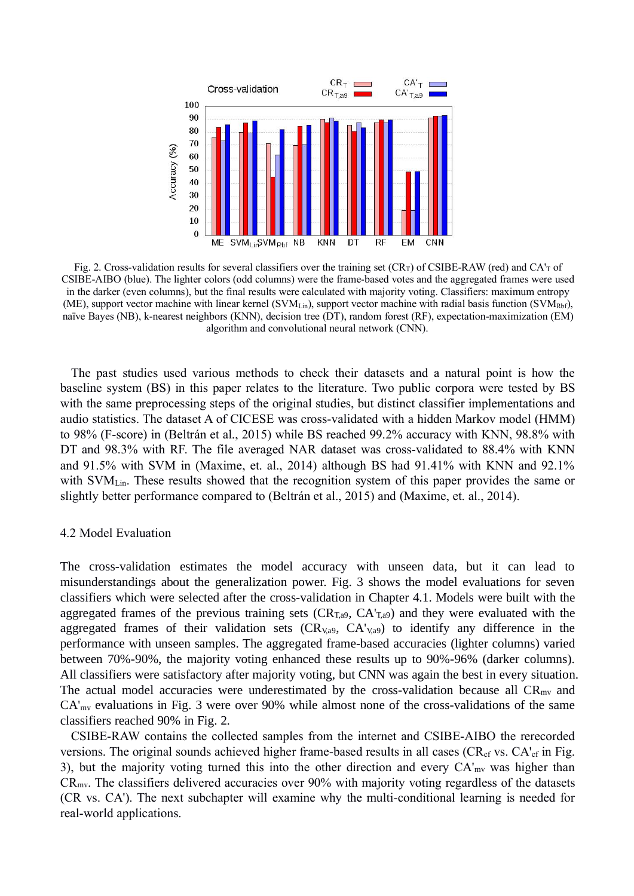Fig. 2. Cross-validation results for several classifiers over the training set ($CR_T$) of CSIBE-RAW (red) and $CA'_T$ of CSIBE-AIBO (blue). The lighter colors (odd columns) were the frame-based votes and the aggregated frames were used in the darker (even columns), but the final results were calculated with majority voting. Classifiers: maximum entropy (ME), support vector machine with linear kernel ($SVM_{Lin}$), support vector machine with radial basis function ($SVM_{Rbf}$), naïve Bayes (NB), k-nearest neighbors (KNN), decision tree (DT), random forest (RF), expectation-maximization (EM) algorithm and convolutional neural network (CNN).

The past studies used various methods to check their datasets and a natural point is how the baseline system (BS) in this paper relates to the literature. Two public corpora were tested by BS with the same preprocessing steps of the original studies, but distinct classifier implementations and audio statistics. The dataset A of CICESE was cross-validated with a hidden Markov model (HMM) to 98% (F-score) in (Beltrán et al., 2015) while BS reached 99.2% accuracy with KNN, 98.8% with DT and 98.3% with RF. The file averaged NAR dataset was cross-validated to 88.4% with KNN and 91.5% with SVM in (Maxime, et. al., 2014) although BS had 91.41% with KNN and 92.1% with $SVM_{Lin}$. These results showed that the recognition system of this paper provides the same or slightly better performance compared to (Beltrán et al., 2015) and (Maxime, et. al., 2014).

### 4.2 Model Evaluation

The cross-validation estimates the model accuracy with unseen data, but it can lead to misunderstandings about the generalization power. Fig. 3 shows the model evaluations for seven classifiers which were selected after the cross-validation in Chapter 4.1. Models were built with the aggregated frames of the previous training sets ($CR_{T,a9}$, $CA'_{T,a9}$) and they were evaluated with the aggregated frames of their validation sets ($CR_{V,a9}$, $CA'_{V,a9}$) to identify any difference in the performance with unseen samples. The aggregated frame-based accuracies (lighter columns) varied between 70%-90%, the majority voting enhanced these results up to 90%-96% (darker columns). All classifiers were satisfactory after majority voting, but CNN was again the best in every situation. The actual model accuracies were underestimated by the cross-validation because all $CR_{mv}$ and $CA'_{mv}$ evaluations in Fig. 3 were over 90% while almost none of the cross-validations of the same classifiers reached 90% in Fig. 2.

CSIBE-RAW contains the collected samples from the internet and CSIBE-AIBO the rerecorded versions. The original sounds achieved higher frame-based results in all cases ($CR_{cf}$ vs. $CA'_{cf}$ in Fig. 3), but the majority voting turned this into the other direction and every $CA'_{mv}$ was higher than $CR_{mv}$. The classifiers delivered accuracies over 90% with majority voting regardless of the datasets (CR vs. CA'). The next subchapter will examine why the multi-conditional learning is needed for real-world applications.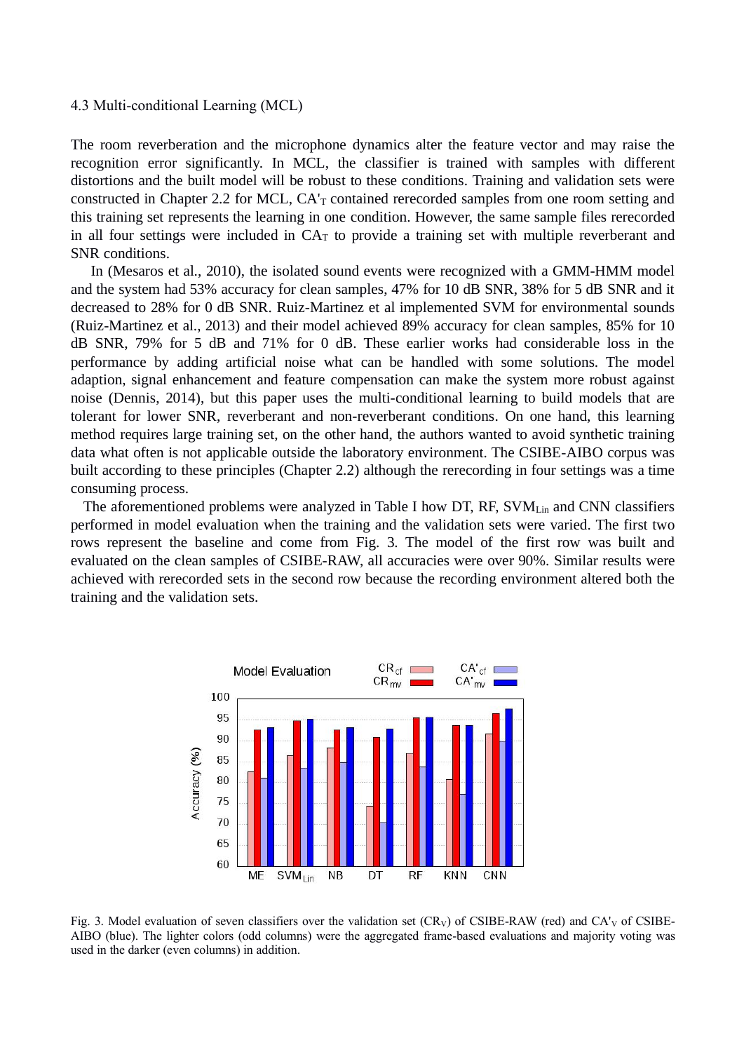4.3 Multi-conditional Learning (MCL)

The room reverberation and the microphone dynamics alter the feature vector and may raise the recognition error significantly. In MCL, the classifier is trained with samples with different distortions and the built model will be robust to these conditions. Training and validation sets were constructed in Chapter 2.2 for MCL, $CA'_T$ contained rerecorded samples from one room setting and this training set represents the learning in one condition. However, the same sample files rerecorded in all four settings were included in $CA_T$ to provide a training set with multiple reverberant and SNR conditions.

In (Mesaros et al., 2010), the isolated sound events were recognized with a GMM-HMM model and the system had 53% accuracy for clean samples, 47% for 10 dB SNR, 38% for 5 dB SNR and it decreased to 28% for 0 dB SNR. Ruiz-Martinez et al implemented SVM for environmental sounds (Ruiz-Martinez et al., 2013) and their model achieved 89% accuracy for clean samples, 85% for 10 dB SNR, 79% for 5 dB and 71% for 0 dB. These earlier works had considerable loss in the performance by adding artificial noise what can be handled with some solutions. The model adaption, signal enhancement and feature compensation can make the system more robust against noise (Dennis, 2014), but this paper uses the multi-conditional learning to build models that are tolerant for lower SNR, reverberant and non-reverberant conditions. On one hand, this learning method requires large training set, on the other hand, the authors wanted to avoid synthetic training data what often is not applicable outside the laboratory environment. The CSIBE-AIBO corpus was built according to these principles (Chapter 2.2) although the rerecording in four settings was a time consuming process.

The aforementioned problems were analyzed in Table I how DT, RF, $SVM_{Lin}$ and CNN classifiers performed in model evaluation when the training and the validation sets were varied. The first two rows represent the baseline and come from Fig. 3. The model of the first row was built and evaluated on the clean samples of CSIBE-RAW, all accuracies were over 90%. Similar results were achieved with rerecorded sets in the second row because the recording environment altered both the training and the validation sets.

Fig. 3. Model evaluation of seven classifiers over the validation set ($CR_V$) of CSIBE-RAW (red) and $CA'_V$ of CSIBE-AIBO (blue). The lighter colors (odd columns) were the aggregated frame-based evaluations and majority voting was used in the darker (even columns) in addition.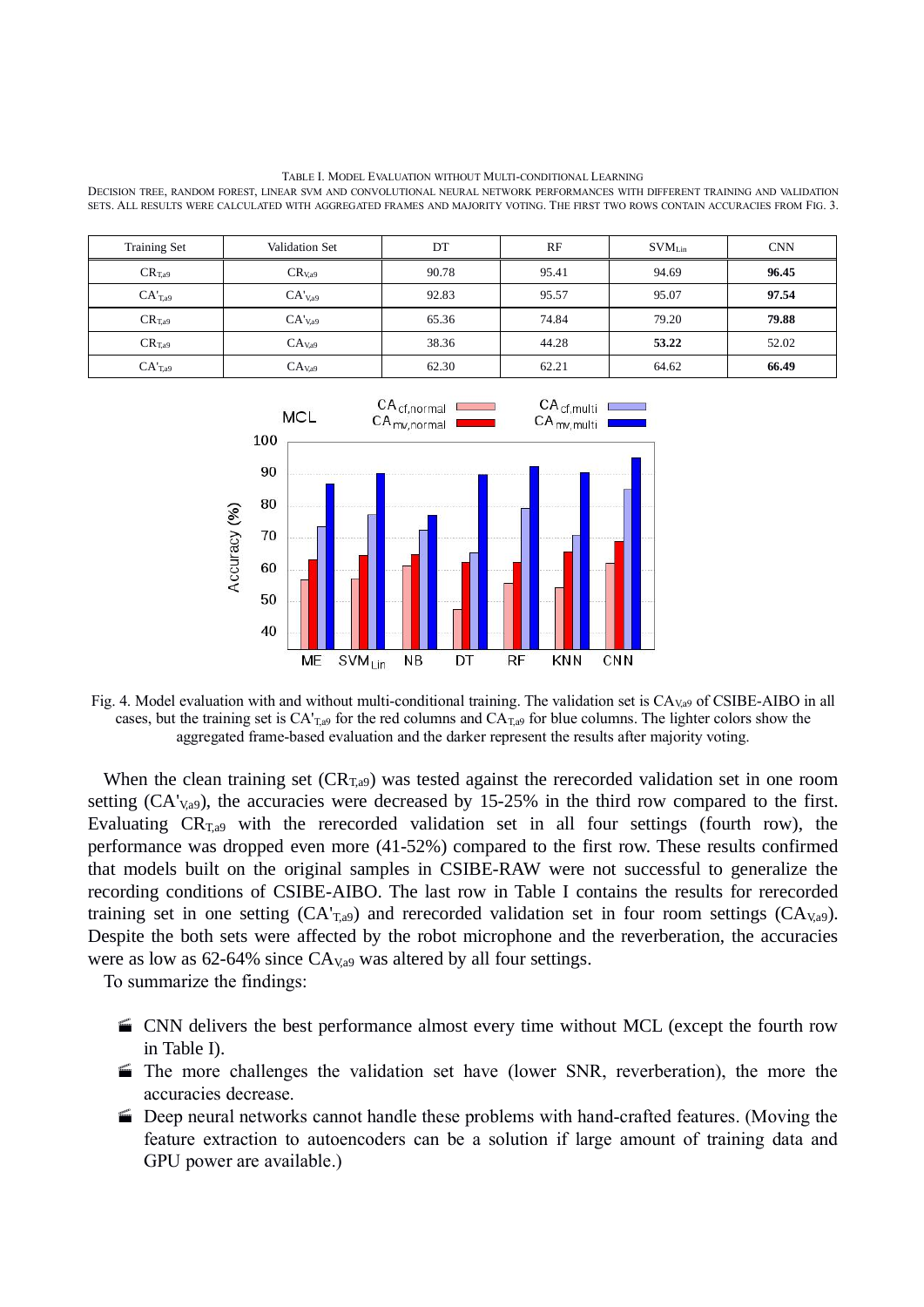TABLE I. MODEL EVALUATION WITHOUT MULTI-CONDITIONAL LEARNING

DECISION TREE, RANDOM FOREST, LINEAR SVM AND CONVOLUTIONAL NEURAL NETWORK PERFORMANCES WITH DIFFERENT TRAINING AND VALIDATION SETS. ALL RESULTS WERE CALCULATED WITH AGGREGATED FRAMES AND MAJORITY VOTING. THE FIRST TWO ROWS CONTAIN ACCURACIES FROM FIG. 3.

| Training Set | Validation Set | DT | RF | $SVM_{Lin}$ | CNN |
|---|---|---|---|---|---|
| $CR_{T,a9}$ | $CR_{V,a9}$ | 90.78 | 95.41 | 94.69 | **96.45** |
| $CA'_{T,a9}$ | $CA'_{V,a9}$ | 92.83 | 95.57 | 95.07 | **97.54** |
| $CR_{T,a9}$ | $CA'_{V,a9}$ | 65.36 | 74.84 | 79.20 | **79.88** |
| $CR_{T,a9}$ | $CA_{V,a9}$ | 38.36 | 44.28 | **53.22** | 52.02 |
| $CA'_{T,a9}$ | $CA_{V,a9}$ | 62.30 | 62.21 | 64.62 | **66.49** |

Fig. 4. Model evaluation with and without multi-conditional training. The validation set is $CA_{V,a9}$ of CSIBE-AIBO in all cases, but the training set is $CA'_{T,a9}$ for the red columns and $CA_{T,a9}$ for blue columns. The lighter colors show the aggregated frame-based evaluation and the darker represent the results after majority voting.

When the clean training set ($CR_{T,a9}$) was tested against the rerecorded validation set in one room setting ($CA'_{V,a9}$), the accuracies were decreased by 15-25% in the third row compared to the first. Evaluating $CR_{T,a9}$ with the rerecorded validation set in all four settings (fourth row), the performance was dropped even more (41-52%) compared to the first row. These results confirmed that models built on the original samples in CSIBE-RAW were not successful to generalize the recording conditions of CSIBE-AIBO. The last row in Table I contains the results for rerecorded training set in one setting ($CA'_{T,a9}$) and rerecorded validation set in four room settings ($CA_{V,a9}$). Despite the both sets were affected by the robot microphone and the reverberation, the accuracies were as low as 62-64% since $CA_{V,a9}$ was altered by all four settings.

To summarize the findings:

- CNN delivers the best performance almost every time without MCL (except the fourth row in Table I).
- The more challenges the validation set have (lower SNR, reverberation), the more the accuracies decrease.
- Deep neural networks cannot handle these problems with hand-crafted features. (Moving the feature extraction to autoencoders can be a solution if large amount of training data and GPU power are available.)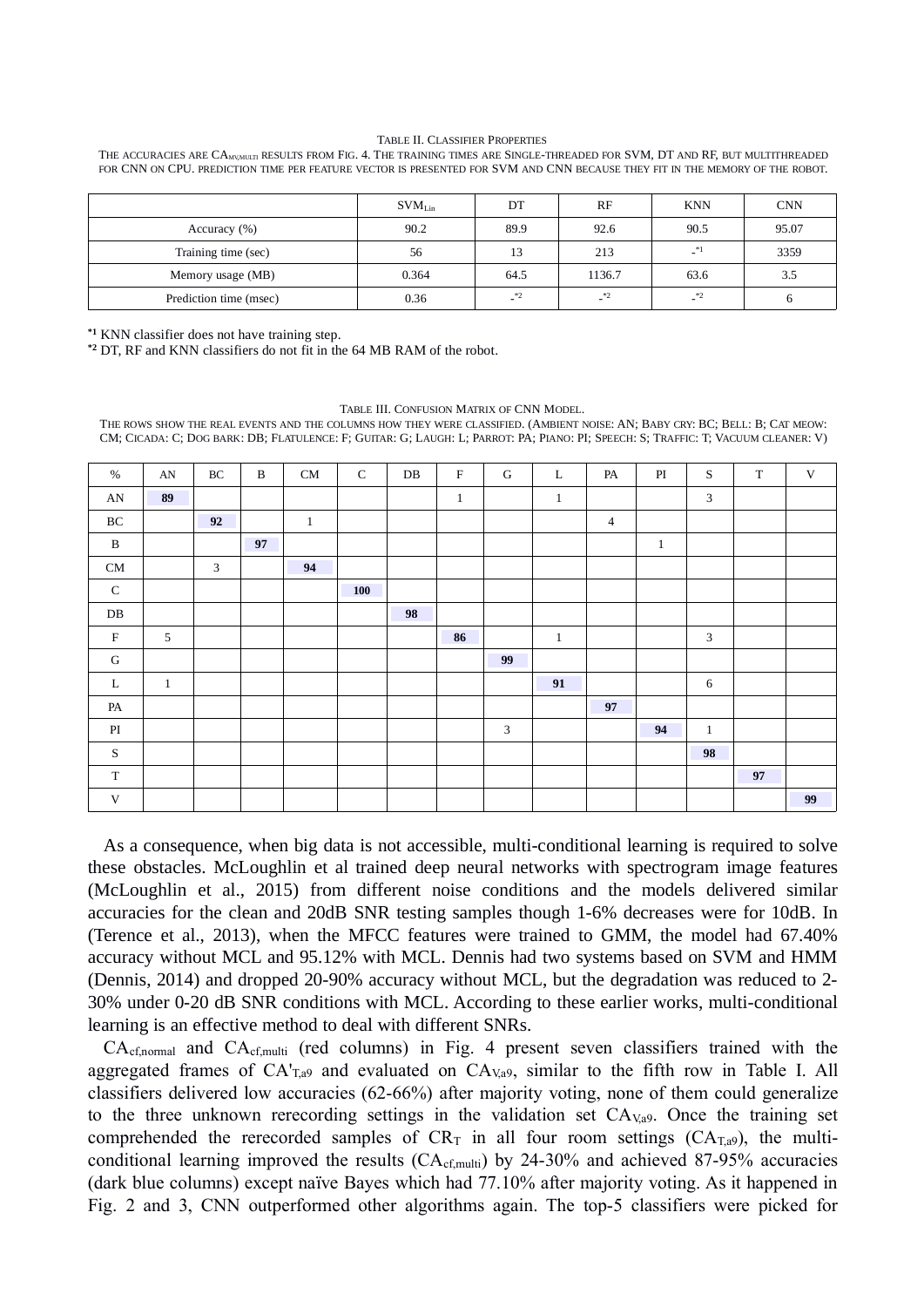TABLE II. CLASSIFIER PROPERTIES

THE ACCURACIES ARE $CA_{MV,MULTI}$ RESULTS FROM FIG. 4. THE TRAINING TIMES ARE SINGLE-THREADED FOR SVM, DT AND RF, BUT MULTITHREADED FOR CNN ON CPU. PREDICTION TIME PER FEATURE VECTOR IS PRESENTED FOR SVM AND CNN BECAUSE THEY FIT IN THE MEMORY OF THE ROBOT.

| | $SVM_{Lin}$ | DT | RF | KNN | CNN |
|---|---|---|---|---|---|
| Accuracy (%) | 90.2 | 89.9 | 92.6 | 90.5 | 95.07 |
| Training time (sec) | 56 | 13 | 213 | -[*1] | 3359 |
| Memory usage (MB) | 0.364 | 64.5 | 1136.7 | 63.6 | 3.5 |
| Prediction time (msec) | 0.36 | -[*2] | -[*2] | -[*2] | 6 |

[*1] KNN classifier does not have training step.

[*2] DT, RF and KNN classifiers do not fit in the 64 MB RAM of the robot.

TABLE III. CONFUSION MATRIX OF CNN MODEL.

THE ROWS SHOW THE REAL EVENTS AND THE COLUMNS HOW THEY WERE CLASSIFIED. (AMBIENT NOISE: AN; BABY CRY: BC; BELL: B; CAT MEOW: CM; CICADA: C; DOG BARK: DB; FLATULENCE: F; GUITAR: G; LAUGH: L; PARROT: PA; PIANO: PI; SPEECH: S; TRAFFIC: T; VACUUM CLEANER: V)

| % | AN | BC | B | CM | C | DB | F | G | L | PA | PI | S | T | V |
|---|---|---|---|---|---|---|---|---|---|---|---|---|---|---|
| AN | **89** | | | | | | 1 | | 1 | | | 3 | | |
| BC | | **92** | | 1 | | | | | | 4 | | | | |
| B | | | **97** | | | | | | | | 1 | | | |
| CM | | 3 | | **94** | | | | | | | | | | |
| C | | | | | **100** | | | | | | | | | |
| DB | | | | | | **98** | | | | | | | | |
| F | 5 | | | | | | **86** | | 1 | | | 3 | | |
| G | | | | | | | | **99** | | | | | | |
| L | 1 | | | | | | | | **91** | | | 6 | | |
| PA | | | | | | | | | | **97** | | | | |
| PI | | | | | | | | 3 | | | **94** | 1 | | |
| S | | | | | | | | | | | | **98** | | |
| T | | | | | | | | | | | | | **97** | |
| V | | | | | | | | | | | | | | **99** |

As a consequence, when big data is not accessible, multi-conditional learning is required to solve these obstacles. McLoughlin et al trained deep neural networks with spectrogram image features (McLoughlin et al., 2015) from different noise conditions and the models delivered similar accuracies for the clean and 20dB SNR testing samples though 1-6% decreases were for 10dB. In (Terence et al., 2013), when the MFCC features were trained to GMM, the model had 67.40% accuracy without MCL and 95.12% with MCL. Dennis had two systems based on SVM and HMM (Dennis, 2014) and dropped 20-90% accuracy without MCL, but the degradation was reduced to 2-30% under 0-20 dB SNR conditions with MCL. According to these earlier works, multi-conditional learning is an effective method to deal with different SNRs.

$CA_{cf,normal}$ and $CA_{cf,multi}$ (red columns) in Fig. 4 present seven classifiers trained with the aggregated frames of $CA'_{T,a9}$ and evaluated on $CA_{V,a9}$, similar to the fifth row in Table I. All classifiers delivered low accuracies (62-66%) after majority voting, none of them could generalize to the three unknown rerecording settings in the validation set $CA_{V,a9}$. Once the training set comprehended the rerecorded samples of $CR_T$ in all four room settings ($CA_{T,a9}$), the multi-conditional learning improved the results ($CA_{cf,multi}$) by 24-30% and achieved 87-95% accuracies (dark blue columns) except naïve Bayes which had 77.10% after majority voting. As it happened in Fig. 2 and 3, CNN outperformed other algorithms again. The top-5 classifiers were picked for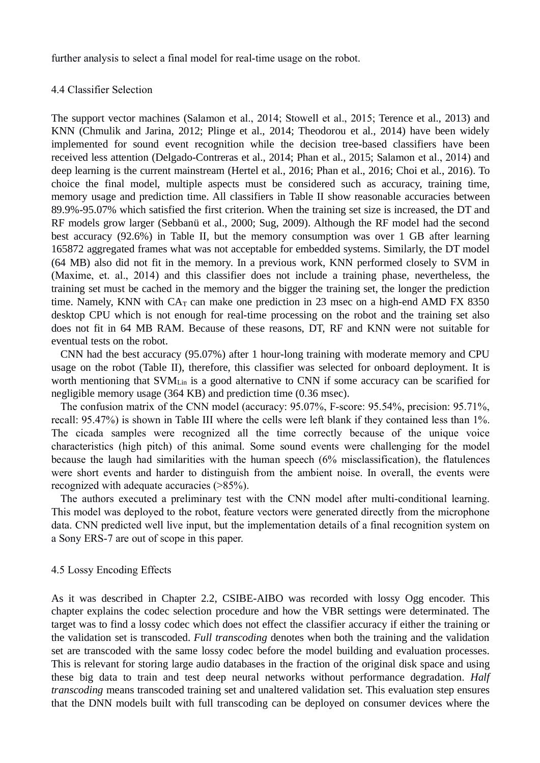further analysis to select a final model for real-time usage on the robot.

## 4.4 Classifier Selection

The support vector machines (Salamon et al., 2014; Stowell et al., 2015; Terence et al., 2013) and KNN (Chmulik and Jarina, 2012; Plinge et al., 2014; Theodorou et al., 2014) have been widely implemented for sound event recognition while the decision tree-based classifiers have been received less attention (Delgado-Contreras et al., 2014; Phan et al., 2015; Salamon et al., 2014) and deep learning is the current mainstream (Hertel et al., 2016; Phan et al., 2016; Choi et al., 2016). To choice the final model, multiple aspects must be considered such as accuracy, training time, memory usage and prediction time. All classifiers in Table II show reasonable accuracies between 89.9%-95.07% which satisfied the first criterion. When the training set size is increased, the DT and RF models grow larger (Sebbanü et al., 2000; Sug, 2009). Although the RF model had the second best accuracy (92.6%) in Table II, but the memory consumption was over 1 GB after learning 165872 aggregated frames what was not acceptable for embedded systems. Similarly, the DT model (64 MB) also did not fit in the memory. In a previous work, KNN performed closely to SVM in (Maxime, et. al., 2014) and this classifier does not include a training phase, nevertheless, the training set must be cached in the memory and the bigger the training set, the longer the prediction time. Namely, KNN with $CA_T$ can make one prediction in 23 msec on a high-end AMD FX 8350 desktop CPU which is not enough for real-time processing on the robot and the training set also does not fit in 64 MB RAM. Because of these reasons, DT, RF and KNN were not suitable for eventual tests on the robot.

CNN had the best accuracy (95.07%) after 1 hour-long training with moderate memory and CPU usage on the robot (Table II), therefore, this classifier was selected for onboard deployment. It is worth mentioning that $SVM_{Lin}$ is a good alternative to CNN if some accuracy can be scarified for negligible memory usage (364 KB) and prediction time (0.36 msec).

The confusion matrix of the CNN model (accuracy: 95.07%, F-score: 95.54%, precision: 95.71%, recall: 95.47%) is shown in Table III where the cells were left blank if they contained less than 1%. The cicada samples were recognized all the time correctly because of the unique voice characteristics (high pitch) of this animal. Some sound events were challenging for the model because the laugh had similarities with the human speech (6% misclassification), the flatulences were short events and harder to distinguish from the ambient noise. In overall, the events were recognized with adequate accuracies (>85%).

The authors executed a preliminary test with the CNN model after multi-conditional learning. This model was deployed to the robot, feature vectors were generated directly from the microphone data. CNN predicted well live input, but the implementation details of a final recognition system on a Sony ERS-7 are out of scope in this paper.

## 4.5 Lossy Encoding Effects

As it was described in Chapter 2.2, CSIBE-AIBO was recorded with lossy Ogg encoder. This chapter explains the codec selection procedure and how the VBR settings were determinated. The target was to find a lossy codec which does not effect the classifier accuracy if either the training or the validation set is transcoded. *Full transcoding* denotes when both the training and the validation set are transcoded with the same lossy codec before the model building and evaluation processes. This is relevant for storing large audio databases in the fraction of the original disk space and using these big data to train and test deep neural networks without performance degradation. *Half transcoding* means transcoded training set and unaltered validation set. This evaluation step ensures that the DNN models built with full transcoding can be deployed on consumer devices where the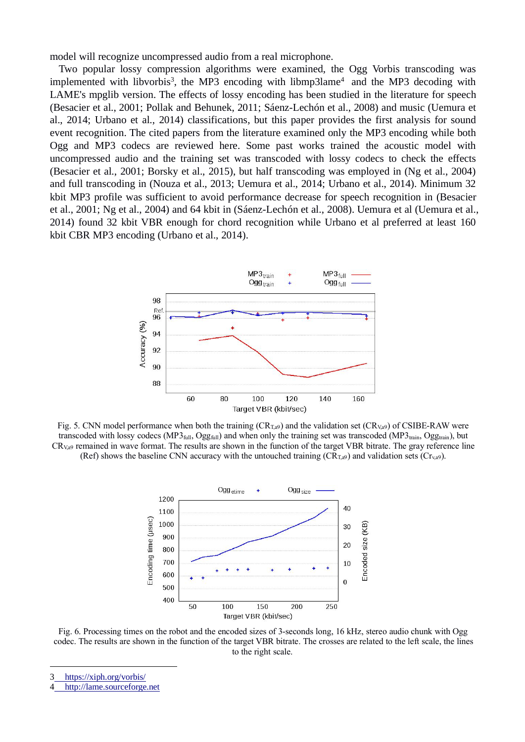model will recognize uncompressed audio from a real microphone.

Two popular lossy compression algorithms were examined, the Ogg Vorbis transcoding was implemented with libvorbis[3], the MP3 encoding with libmp3lame[4] and the MP3 decoding with LAME's mpglib version. The effects of lossy encoding has been studied in the literature for speech (Besacier et al., 2001; Pollak and Behunek, 2011; Sáenz-Lechón et al., 2008) and music (Uemura et al., 2014; Urbano et al., 2014) classifications, but this paper provides the first analysis for sound event recognition. The cited papers from the literature examined only the MP3 encoding while both Ogg and MP3 codecs are reviewed here. Some past works trained the acoustic model with uncompressed audio and the training set was transcoded with lossy codecs to check the effects (Besacier et al., 2001; Borsky et al., 2015), but half transcoding was employed in (Ng et al., 2004) and full transcoding in (Nouza et al., 2013; Uemura et al., 2014; Urbano et al., 2014). Minimum 32 kbit MP3 profile was sufficient to avoid performance decrease for speech recognition in (Besacier et al., 2001; Ng et al., 2004) and 64 kbit in (Sáenz-Lechón et al., 2008). Uemura et al (Uemura et al., 2014) found 32 kbit VBR enough for chord recognition while Urbano et al preferred at least 160 kbit CBR MP3 encoding (Urbano et al., 2014).

Fig. 5. CNN model performance when both the training ($CR_{T,a9}$) and the validation set ($CR_{V,a9}$) of CSIBE-RAW were transcoded with lossy codecs ($MP3_{full}$, $Ogg_{full}$) and when only the training set was transcoded ($MP3_{train}$, $Ogg_{train}$), but $CR_{V,a9}$ remained in wave format. The results are shown in the function of the target VBR bitrate. The gray reference line (Ref) shows the baseline CNN accuracy with the untouched training ($CR_{T,a9}$) and validation sets ($Cr_{v,a9}$).

Fig. 6. Processing times on the robot and the encoded sizes of 3-seconds long, 16 kHz, stereo audio chunk with Ogg codec. The results are shown in the function of the target VBR bitrate. The crosses are related to the left scale, the lines to the right scale.

3 https://xiph.org/vorbis/

4 http://lame.sourceforge.net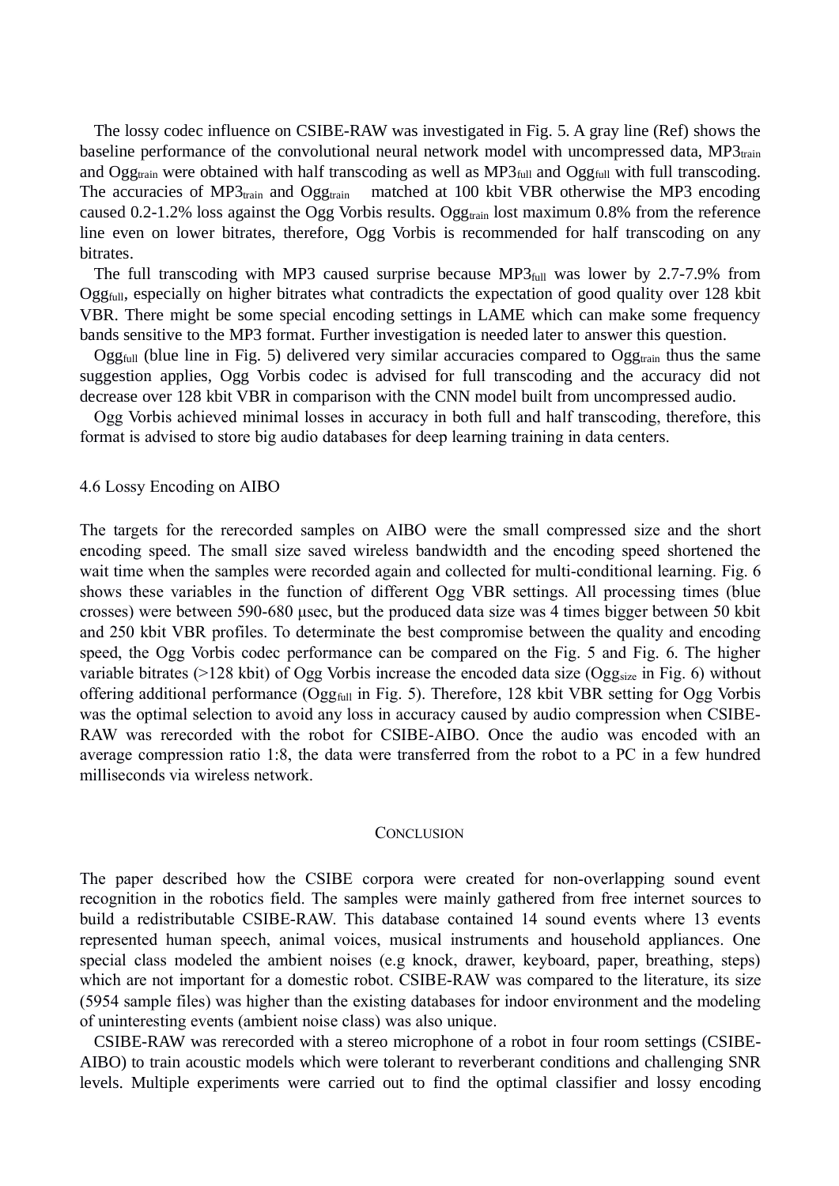The lossy codec influence on CSIBE-RAW was investigated in Fig. 5. A gray line (Ref) shows the baseline performance of the convolutional neural network model with uncompressed data, $MP3_{train}$ and $Ogg_{train}$ were obtained with half transcoding as well as $MP3_{full}$ and $Ogg_{full}$ with full transcoding. The accuracies of $MP3_{train}$ and $Ogg_{train}$ matched at 100 kbit VBR otherwise the MP3 encoding caused 0.2-1.2% loss against the Ogg Vorbis results. $Ogg_{train}$ lost maximum 0.8% from the reference line even on lower bitrates, therefore, Ogg Vorbis is recommended for half transcoding on any bitrates.

The full transcoding with MP3 caused surprise because $MP3_{full}$ was lower by 2.7-7.9% from $Ogg_{full}$, especially on higher bitrates what contradicts the expectation of good quality over 128 kbit VBR. There might be some special encoding settings in LAME which can make some frequency bands sensitive to the MP3 format. Further investigation is needed later to answer this question.

$Ogg_{full}$ (blue line in Fig. 5) delivered very similar accuracies compared to $Ogg_{train}$ thus the same suggestion applies, Ogg Vorbis codec is advised for full transcoding and the accuracy did not decrease over 128 kbit VBR in comparison with the CNN model built from uncompressed audio.

Ogg Vorbis achieved minimal losses in accuracy in both full and half transcoding, therefore, this format is advised to store big audio databases for deep learning training in data centers.

### 4.6 Lossy Encoding on AIBO

The targets for the rerecorded samples on AIBO were the small compressed size and the short encoding speed. The small size saved wireless bandwidth and the encoding speed shortened the wait time when the samples were recorded again and collected for multi-conditional learning. Fig. 6 shows these variables in the function of different Ogg VBR settings. All processing times (blue crosses) were between 590-680 μsec, but the produced data size was 4 times bigger between 50 kbit and 250 kbit VBR profiles. To determinate the best compromise between the quality and encoding speed, the Ogg Vorbis codec performance can be compared on the Fig. 5 and Fig. 6. The higher variable bitrates (>128 kbit) of Ogg Vorbis increase the encoded data size ($Ogg_{size}$ in Fig. 6) without offering additional performance ($Ogg_{full}$ in Fig. 5). Therefore, 128 kbit VBR setting for Ogg Vorbis was the optimal selection to avoid any loss in accuracy caused by audio compression when CSIBE-RAW was rerecorded with the robot for CSIBE-AIBO. Once the audio was encoded with an average compression ratio 1:8, the data were transferred from the robot to a PC in a few hundred milliseconds via wireless network.

## Conclusion

The paper described how the CSIBE corpora were created for non-overlapping sound event recognition in the robotics field. The samples were mainly gathered from free internet sources to build a redistributable CSIBE-RAW. This database contained 14 sound events where 13 events represented human speech, animal voices, musical instruments and household appliances. One special class modeled the ambient noises (e.g knock, drawer, keyboard, paper, breathing, steps) which are not important for a domestic robot. CSIBE-RAW was compared to the literature, its size (5954 sample files) was higher than the existing databases for indoor environment and the modeling of uninteresting events (ambient noise class) was also unique.

CSIBE-RAW was rerecorded with a stereo microphone of a robot in four room settings (CSIBE-AIBO) to train acoustic models which were tolerant to reverberant conditions and challenging SNR levels. Multiple experiments were carried out to find the optimal classifier and lossy encoding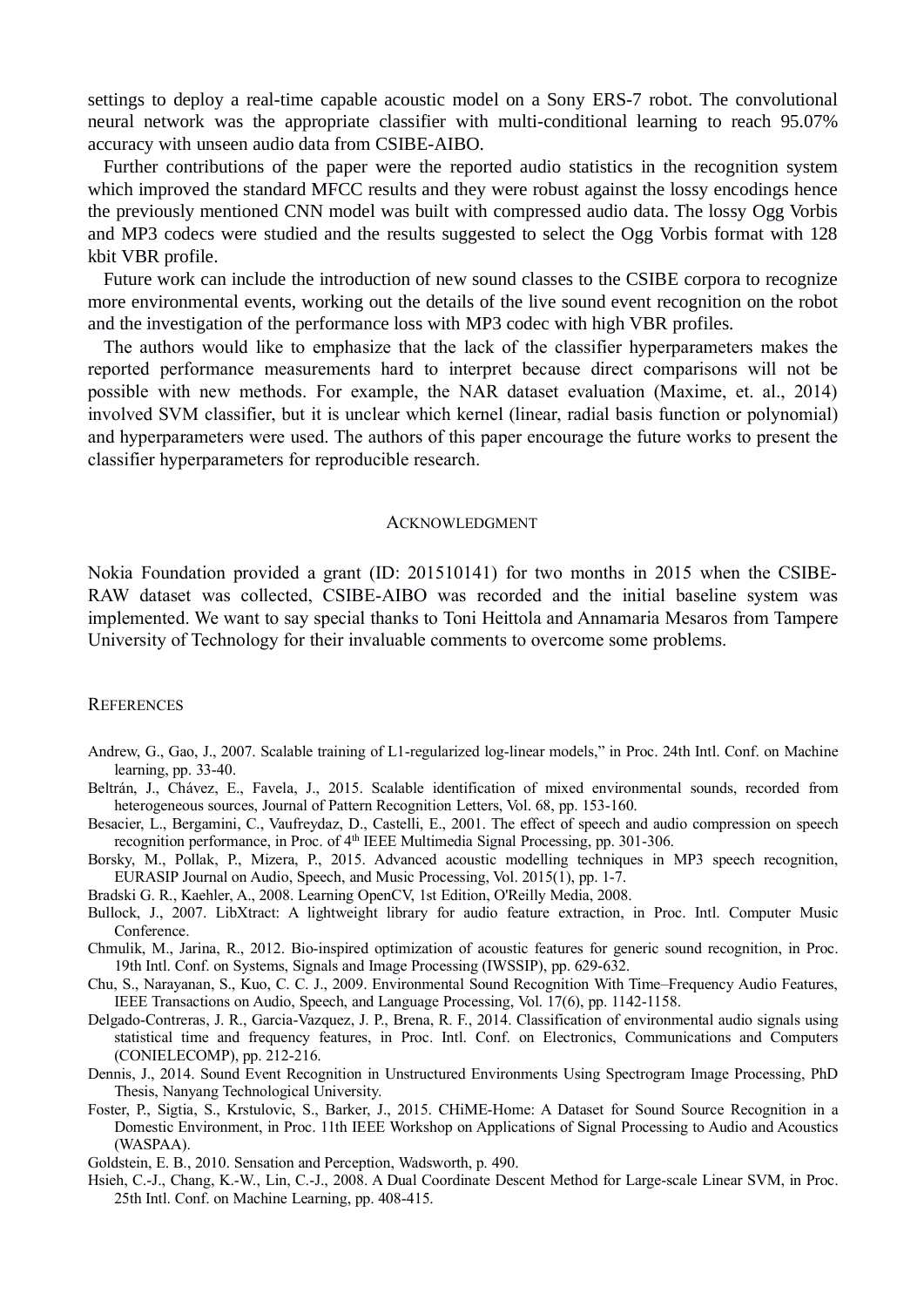settings to deploy a real-time capable acoustic model on a Sony ERS-7 robot. The convolutional neural network was the appropriate classifier with multi-conditional learning to reach 95.07% accuracy with unseen audio data from CSIBE-AIBO.

Further contributions of the paper were the reported audio statistics in the recognition system which improved the standard MFCC results and they were robust against the lossy encodings hence the previously mentioned CNN model was built with compressed audio data. The lossy Ogg Vorbis and MP3 codecs were studied and the results suggested to select the Ogg Vorbis format with 128 kbit VBR profile.

Future work can include the introduction of new sound classes to the CSIBE corpora to recognize more environmental events, working out the details of the live sound event recognition on the robot and the investigation of the performance loss with MP3 codec with high VBR profiles.

The authors would like to emphasize that the lack of the classifier hyperparameters makes the reported performance measurements hard to interpret because direct comparisons will not be possible with new methods. For example, the NAR dataset evaluation (Maxime, et. al., 2014) involved SVM classifier, but it is unclear which kernel (linear, radial basis function or polynomial) and hyperparameters were used. The authors of this paper encourage the future works to present the classifier hyperparameters for reproducible research.

## ACKNOWLEDGMENT

Nokia Foundation provided a grant (ID: 201510141) for two months in 2015 when the CSIBE-RAW dataset was collected, CSIBE-AIBO was recorded and the initial baseline system was implemented. We want to say special thanks to Toni Heittola and Annamaria Mesaros from Tampere University of Technology for their invaluable comments to overcome some problems.

## REFERENCES

Andrew, G., Gao, J., 2007. Scalable training of L1-regularized log-linear models," in Proc. 24th Intl. Conf. on Machine learning, pp. 33-40.

Beltrán, J., Chávez, E., Favela, J., 2015. Scalable identification of mixed environmental sounds, recorded from heterogeneous sources, Journal of Pattern Recognition Letters, Vol. 68, pp. 153-160.

Besacier, L., Bergamini, C., Vaufreydaz, D., Castelli, E., 2001. The effect of speech and audio compression on speech recognition performance, in Proc. of 4th IEEE Multimedia Signal Processing, pp. 301-306.

Borsky, M., Pollak, P., Mizera, P., 2015. Advanced acoustic modelling techniques in MP3 speech recognition, EURASIP Journal on Audio, Speech, and Music Processing, Vol. 2015(1), pp. 1-7.

Bradski G. R., Kaehler, A., 2008. Learning OpenCV, 1st Edition, O'Reilly Media, 2008.

Bullock, J., 2007. LibXtract: A lightweight library for audio feature extraction, in Proc. Intl. Computer Music Conference.

Chmulik, M., Jarina, R., 2012. Bio-inspired optimization of acoustic features for generic sound recognition, in Proc. 19th Intl. Conf. on Systems, Signals and Image Processing (IWSSIP), pp. 629-632.

Chu, S., Narayanan, S., Kuo, C. C. J., 2009. Environmental Sound Recognition With Time–Frequency Audio Features, IEEE Transactions on Audio, Speech, and Language Processing, Vol. 17(6), pp. 1142-1158.

Delgado-Contreras, J. R., Garcia-Vazquez, J. P., Brena, R. F., 2014. Classification of environmental audio signals using statistical time and frequency features, in Proc. Intl. Conf. on Electronics, Communications and Computers (CONIELECOMP), pp. 212-216.

Dennis, J., 2014. Sound Event Recognition in Unstructured Environments Using Spectrogram Image Processing, PhD Thesis, Nanyang Technological University.

Foster, P., Sigtia, S., Krstulovic, S., Barker, J., 2015. CHiME-Home: A Dataset for Sound Source Recognition in a Domestic Environment, in Proc. 11th IEEE Workshop on Applications of Signal Processing to Audio and Acoustics (WASPAA).

Goldstein, E. B., 2010. Sensation and Perception, Wadsworth, p. 490.

Hsieh, C.-J., Chang, K.-W., Lin, C.-J., 2008. A Dual Coordinate Descent Method for Large-scale Linear SVM, in Proc. 25th Intl. Conf. on Machine Learning, pp. 408-415.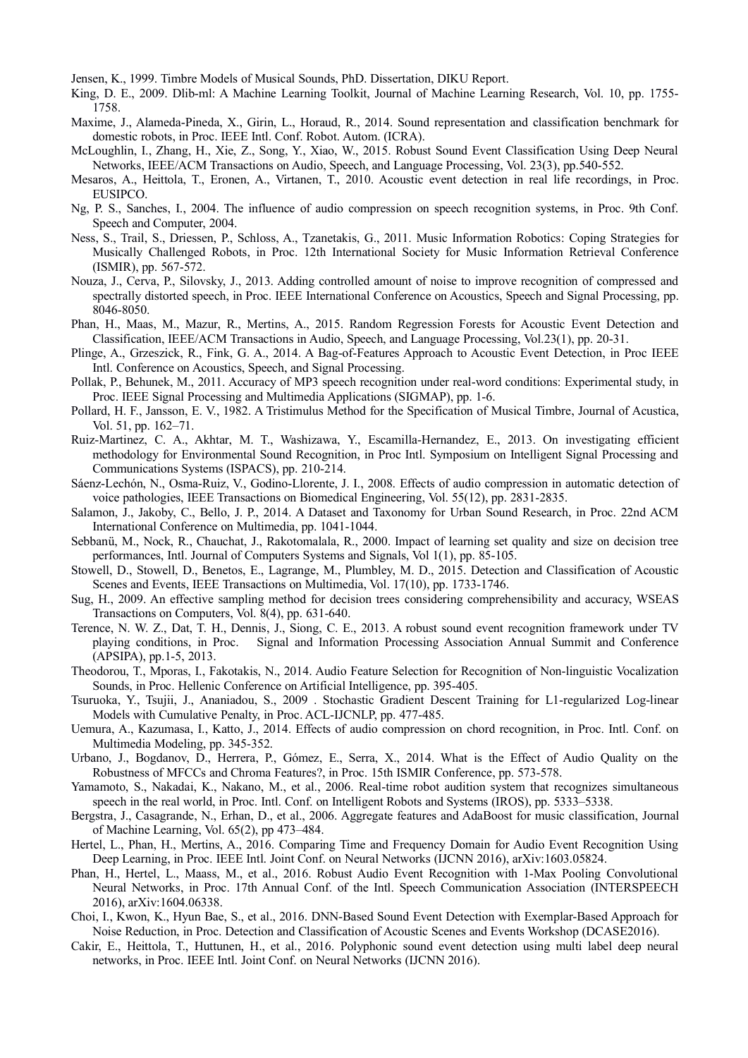Jensen, K., 1999. Timbre Models of Musical Sounds, PhD. Dissertation, DIKU Report.

King, D. E., 2009. Dlib-ml: A Machine Learning Toolkit, Journal of Machine Learning Research, Vol. 10, pp. 1755-1758.

Maxime, J., Alameda-Pineda, X., Girin, L., Horaud, R., 2014. Sound representation and classification benchmark for domestic robots, in Proc. IEEE Intl. Conf. Robot. Autom. (ICRA).

McLoughlin, I., Zhang, H., Xie, Z., Song, Y., Xiao, W., 2015. Robust Sound Event Classification Using Deep Neural Networks, IEEE/ACM Transactions on Audio, Speech, and Language Processing, Vol. 23(3), pp.540-552.

Mesaros, A., Heittola, T., Eronen, A., Virtanen, T., 2010. Acoustic event detection in real life recordings, in Proc. EUSIPCO.

Ng, P. S., Sanches, I., 2004. The influence of audio compression on speech recognition systems, in Proc. 9th Conf. Speech and Computer, 2004.

Ness, S., Trail, S., Driessen, P., Schloss, A., Tzanetakis, G., 2011. Music Information Robotics: Coping Strategies for Musically Challenged Robots, in Proc. 12th International Society for Music Information Retrieval Conference (ISMIR), pp. 567-572.

Nouza, J., Cerva, P., Silovsky, J., 2013. Adding controlled amount of noise to improve recognition of compressed and spectrally distorted speech, in Proc. IEEE International Conference on Acoustics, Speech and Signal Processing, pp. 8046-8050.

Phan, H., Maas, M., Mazur, R., Mertins, A., 2015. Random Regression Forests for Acoustic Event Detection and Classification, IEEE/ACM Transactions in Audio, Speech, and Language Processing, Vol.23(1), pp. 20-31.

Plinge, A., Grzeszick, R., Fink, G. A., 2014. A Bag-of-Features Approach to Acoustic Event Detection, in Proc IEEE Intl. Conference on Acoustics, Speech, and Signal Processing.

Pollak, P., Behunek, M., 2011. Accuracy of MP3 speech recognition under real-word conditions: Experimental study, in Proc. IEEE Signal Processing and Multimedia Applications (SIGMAP), pp. 1-6.

Pollard, H. F., Jansson, E. V., 1982. A Tristimulus Method for the Specification of Musical Timbre, Journal of Acustica, Vol. 51, pp. 162–71.

Ruiz-Martinez, C. A., Akhtar, M. T., Washizawa, Y., Escamilla-Hernandez, E., 2013. On investigating efficient methodology for Environmental Sound Recognition, in Proc Intl. Symposium on Intelligent Signal Processing and Communications Systems (ISPACS), pp. 210-214.

Sáenz-Lechón, N., Osma-Ruiz, V., Godino-Llorente, J. I., 2008. Effects of audio compression in automatic detection of voice pathologies, IEEE Transactions on Biomedical Engineering, Vol. 55(12), pp. 2831-2835.

Salamon, J., Jakoby, C., Bello, J. P., 2014. A Dataset and Taxonomy for Urban Sound Research, in Proc. 22nd ACM International Conference on Multimedia, pp. 1041-1044.

Sebbanü, M., Nock, R., Chauchat, J., Rakotomalala, R., 2000. Impact of learning set quality and size on decision tree performances, Intl. Journal of Computers Systems and Signals, Vol 1(1), pp. 85-105.

Stowell, D., Stowell, D., Benetos, E., Lagrange, M., Plumbley, M. D., 2015. Detection and Classification of Acoustic Scenes and Events, IEEE Transactions on Multimedia, Vol. 17(10), pp. 1733-1746.

Sug, H., 2009. An effective sampling method for decision trees considering comprehensibility and accuracy, WSEAS Transactions on Computers, Vol. 8(4), pp. 631-640.

Terence, N. W. Z., Dat, T. H., Dennis, J., Siong, C. E., 2013. A robust sound event recognition framework under TV playing conditions, in Proc. Signal and Information Processing Association Annual Summit and Conference (APSIPA), pp.1-5, 2013.

Theodorou, T., Mporas, I., Fakotakis, N., 2014. Audio Feature Selection for Recognition of Non-linguistic Vocalization Sounds, in Proc. Hellenic Conference on Artificial Intelligence, pp. 395-405.

Tsuruoka, Y., Tsujii, J., Ananiadou, S., 2009 . Stochastic Gradient Descent Training for L1-regularized Log-linear Models with Cumulative Penalty, in Proc. ACL-IJCNLP, pp. 477-485.

Uemura, A., Kazumasa, I., Katto, J., 2014. Effects of audio compression on chord recognition, in Proc. Intl. Conf. on Multimedia Modeling, pp. 345-352.

Urbano, J., Bogdanov, D., Herrera, P., Gómez, E., Serra, X., 2014. What is the Effect of Audio Quality on the Robustness of MFCCs and Chroma Features?, in Proc. 15th ISMIR Conference, pp. 573-578.

Yamamoto, S., Nakadai, K., Nakano, M., et al., 2006. Real-time robot audition system that recognizes simultaneous speech in the real world, in Proc. Intl. Conf. on Intelligent Robots and Systems (IROS), pp. 5333–5338.

Bergstra, J., Casagrande, N., Erhan, D., et al., 2006. Aggregate features and AdaBoost for music classification, Journal of Machine Learning, Vol. 65(2), pp 473–484.

Hertel, L., Phan, H., Mertins, A., 2016. Comparing Time and Frequency Domain for Audio Event Recognition Using Deep Learning, in Proc. IEEE Intl. Joint Conf. on Neural Networks (IJCNN 2016), arXiv:1603.05824.

Phan, H., Hertel, L., Maass, M., et al., 2016. Robust Audio Event Recognition with 1-Max Pooling Convolutional Neural Networks, in Proc. 17th Annual Conf. of the Intl. Speech Communication Association (INTERSPEECH 2016), arXiv:1604.06338.

Choi, I., Kwon, K., Hyun Bae, S., et al., 2016. DNN-Based Sound Event Detection with Exemplar-Based Approach for Noise Reduction, in Proc. Detection and Classification of Acoustic Scenes and Events Workshop (DCASE2016).

Cakir, E., Heittola, T., Huttunen, H., et al., 2016. Polyphonic sound event detection using multi label deep neural networks, in Proc. IEEE Intl. Joint Conf. on Neural Networks (IJCNN 2016).